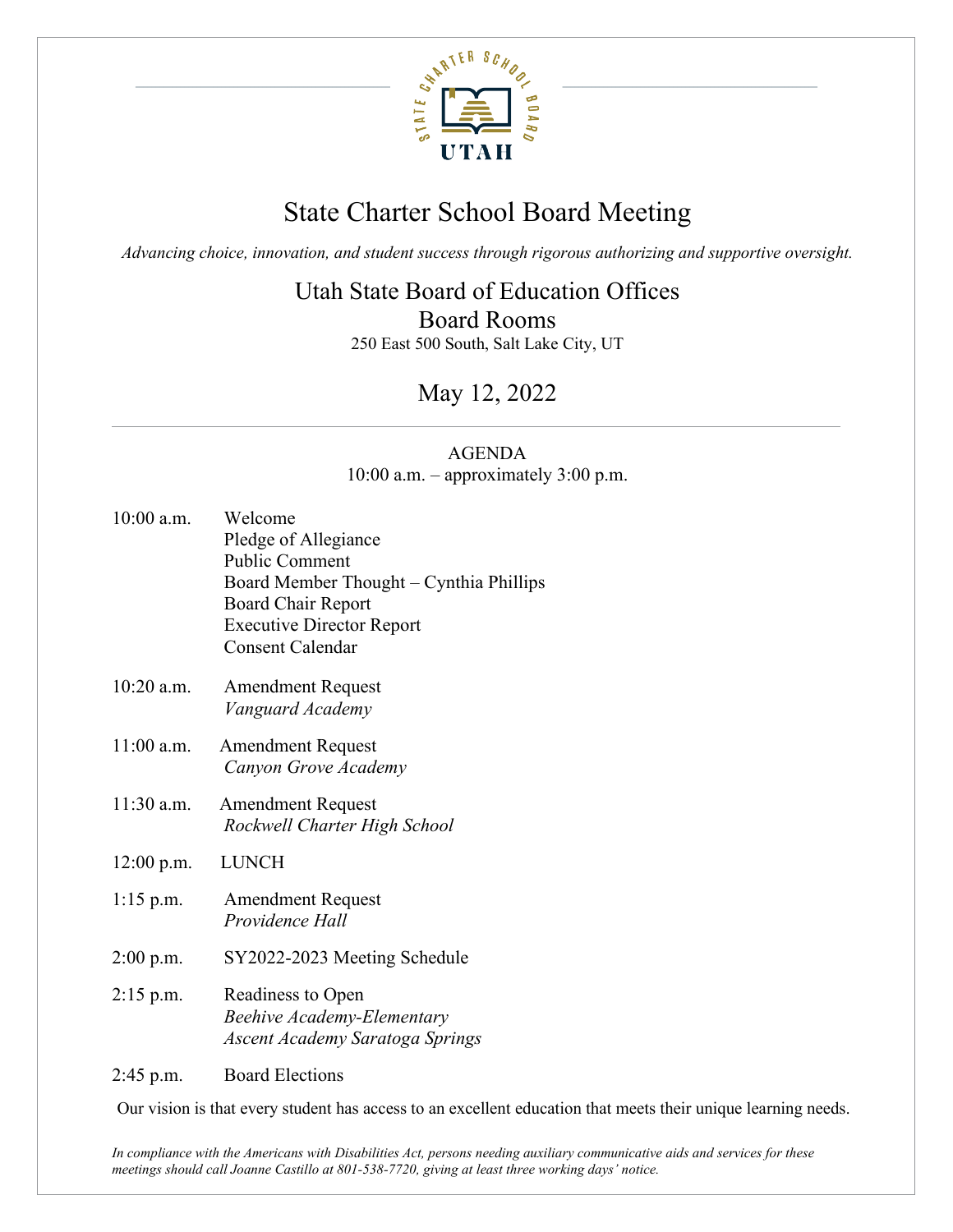# State Charter School Board Meeting

*Advancing choice, innovation, and student success through rigorous authorizing and supportive oversight.*

## Utah State Board of Education Offices
## Board Rooms

250 East 500 South, Salt Lake City, UT

## May 12, 2022

---

AGENDA
10:00 a.m. – approximately 3:00 p.m.

10:00 a.m. Welcome
Pledge of Allegiance
Public Comment
Board Member Thought – Cynthia Phillips
Board Chair Report
Executive Director Report
Consent Calendar

10:20 a.m. Amendment Request
*Vanguard Academy*

11:00 a.m. Amendment Request
*Canyon Grove Academy*

11:30 a.m. Amendment Request
*Rockwell Charter High School*

12:00 p.m. LUNCH

1:15 p.m. Amendment Request
*Providence Hall*

2:00 p.m. SY2022-2023 Meeting Schedule

2:15 p.m. Readiness to Open
*Beehive Academy-Elementary*
*Ascent Academy Saratoga Springs*

2:45 p.m. Board Elections

Our vision is that every student has access to an excellent education that meets their unique learning needs.

*In compliance with the Americans with Disabilities Act, persons needing auxiliary communicative aids and services for these meetings should call Joanne Castillo at 801-538-7720, giving at least three working days' notice.*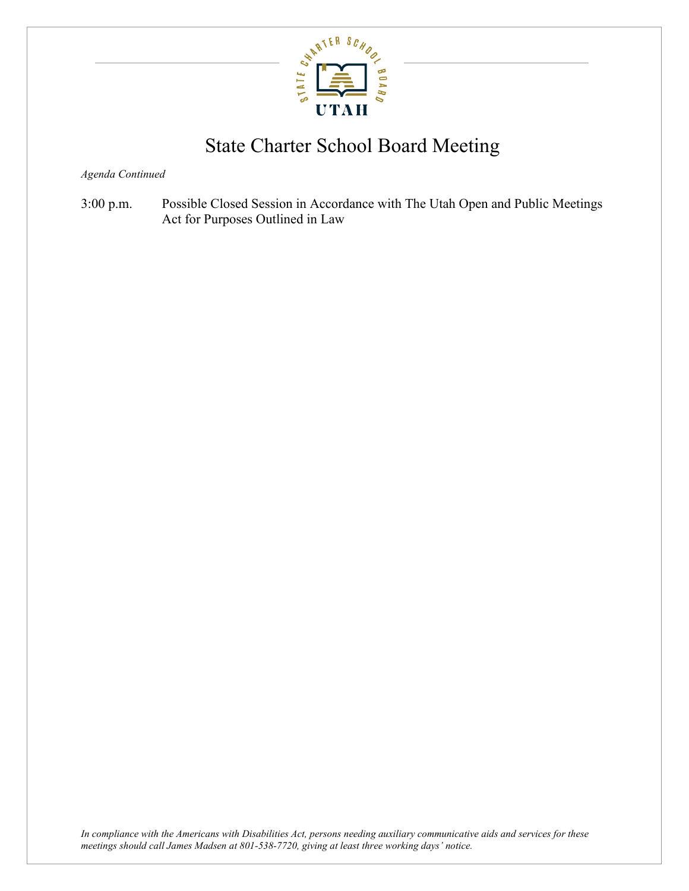# State Charter School Board Meeting

*Agenda Continued*

3:00 p.m. Possible Closed Session in Accordance with The Utah Open and Public Meetings Act for Purposes Outlined in Law

*In compliance with the Americans with Disabilities Act, persons needing auxiliary communicative aids and services for these meetings should call James Madsen at 801-538-7720, giving at least three working days' notice.*